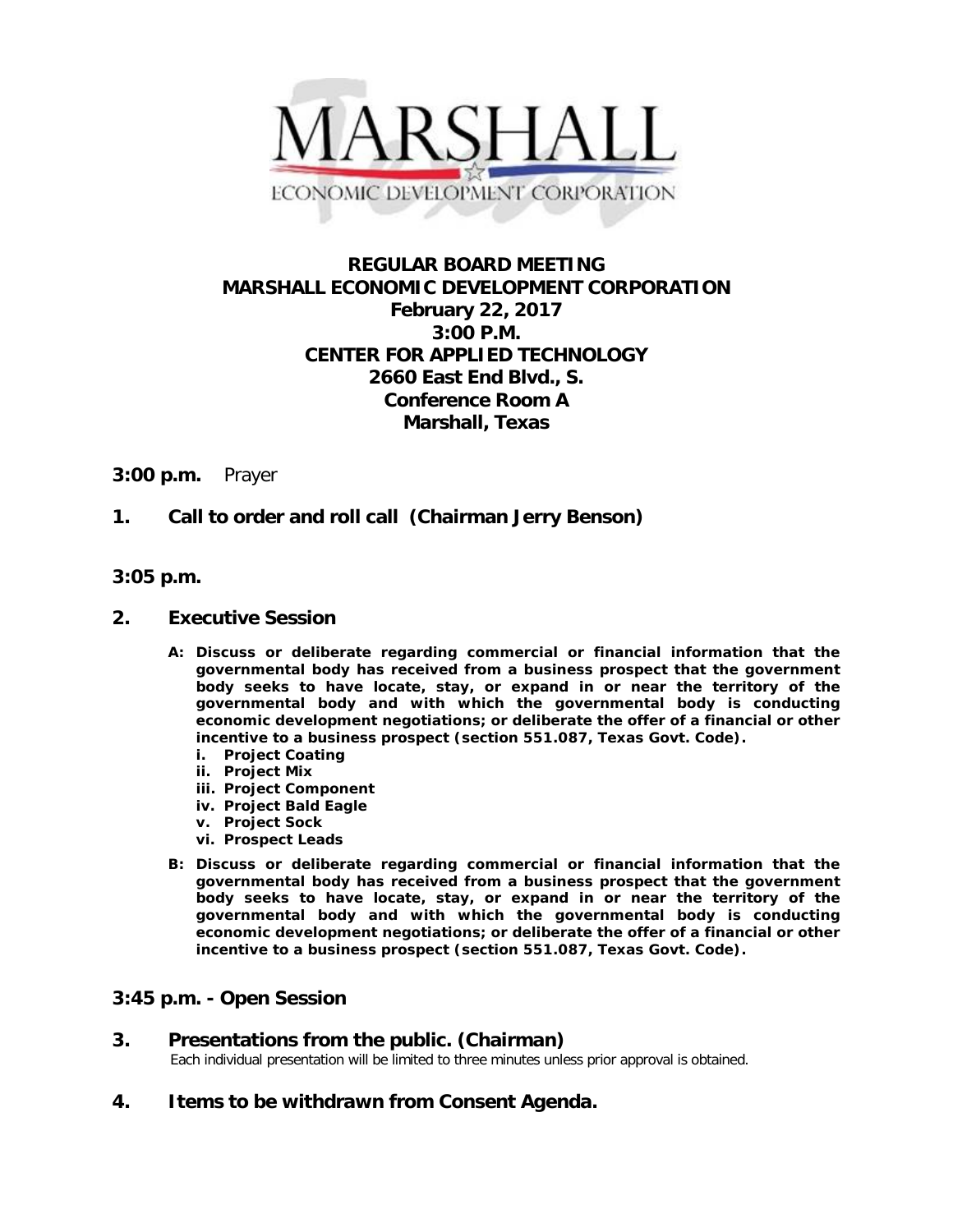MARSHALL

ECONOMIC DEVELOPMENT CORPORATION

# REGULAR BOARD MEETING
# MARSHALL ECONOMIC DEVELOPMENT CORPORATION

**February 22, 2017**
**3:00 P.M.**
**CENTER FOR APPLIED TECHNOLOGY**
**2660 East End Blvd., S.**
**Conference Room A**
**Marshall, Texas**

**3:00 p.m.** Prayer

**1. Call to order and roll call (Chairman Jerry Benson)**

**3:05 p.m.**

**2. Executive Session**

- **A: Discuss or deliberate regarding commercial or financial information that the governmental body has received from a business prospect that the government body seeks to have locate, stay, or expand in or near the territory of the governmental body and with which the governmental body is conducting economic development negotiations; or deliberate the offer of a financial or other incentive to a business prospect (section 551.087, Texas Govt. Code).**
  - **i. Project Coating**
  - **ii. Project Mix**
  - **iii. Project Component**
  - **iv. Project Bald Eagle**
  - **v. Project Sock**
  - **vi. Prospect Leads**
- **B: Discuss or deliberate regarding commercial or financial information that the governmental body has received from a business prospect that the government body seeks to have locate, stay, or expand in or near the territory of the governmental body and with which the governmental body is conducting economic development negotiations; or deliberate the offer of a financial or other incentive to a business prospect (section 551.087, Texas Govt. Code).**

**3:45 p.m. - Open Session**

**3. Presentations from the public. (Chairman)**

Each individual presentation will be limited to three minutes unless prior approval is obtained.

**4. Items to be withdrawn from Consent Agenda.**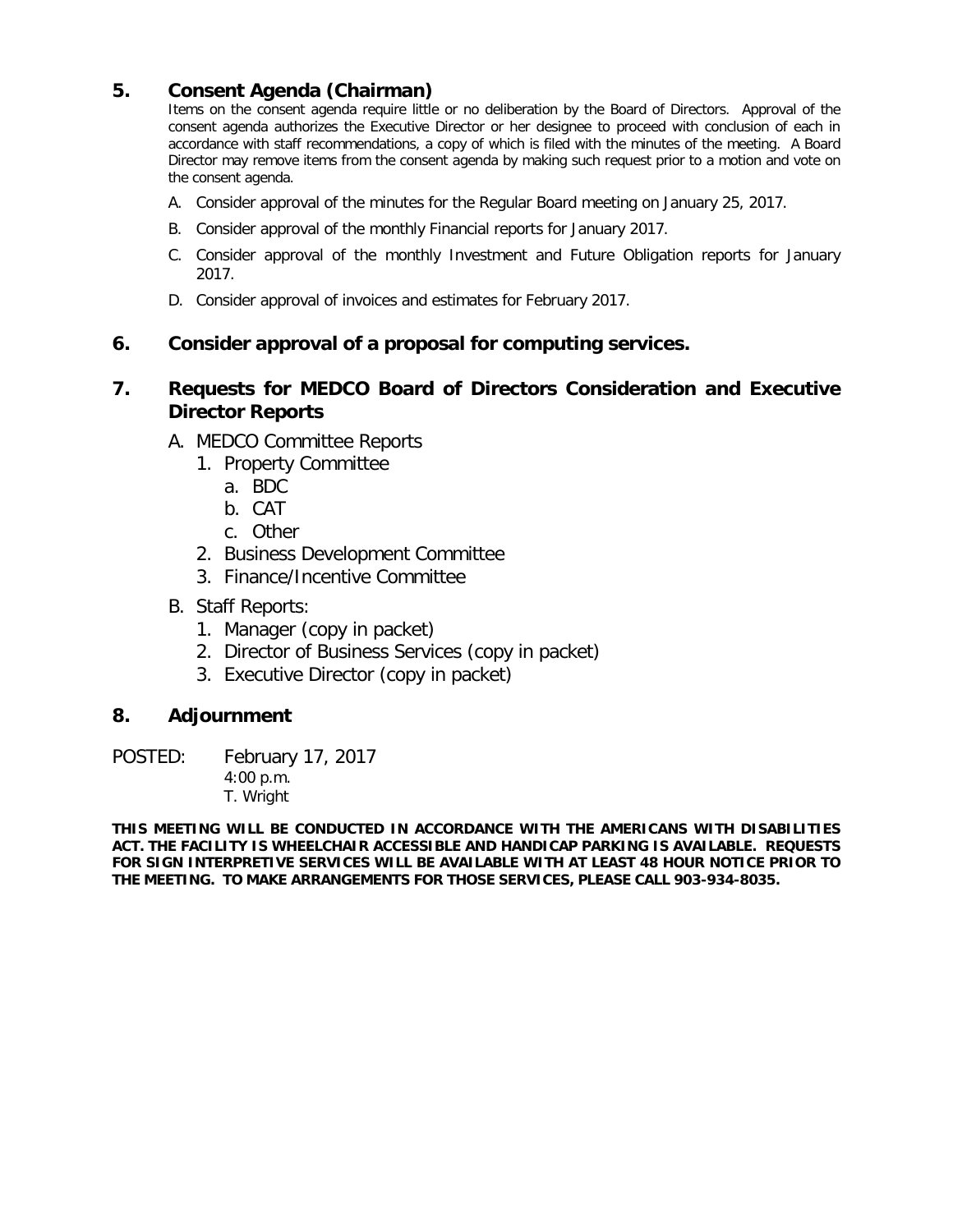## 5. Consent Agenda (Chairman)

Items on the consent agenda require little or no deliberation by the Board of Directors. Approval of the consent agenda authorizes the Executive Director or her designee to proceed with conclusion of each in accordance with staff recommendations, a copy of which is filed with the minutes of the meeting. A Board Director may remove items from the consent agenda by making such request prior to a motion and vote on the consent agenda.

A. Consider approval of the minutes for the Regular Board meeting on January 25, 2017.

B. Consider approval of the monthly Financial reports for January 2017.

C. Consider approval of the monthly Investment and Future Obligation reports for January 2017.

D. Consider approval of invoices and estimates for February 2017.

## 6. Consider approval of a proposal for computing services.

## 7. Requests for MEDCO Board of Directors Consideration and Executive Director Reports

A. MEDCO Committee Reports
   1. Property Committee
      a. BDC
      b. CAT
      c. Other
   2. Business Development Committee
   3. Finance/Incentive Committee

B. Staff Reports:
   1. Manager (copy in packet)
   2. Director of Business Services (copy in packet)
   3. Executive Director (copy in packet)

## 8. Adjournment

POSTED: February 17, 2017
4:00 p.m.
T. Wright

**THIS MEETING WILL BE CONDUCTED IN ACCORDANCE WITH THE AMERICANS WITH DISABILITIES ACT. THE FACILITY IS WHEELCHAIR ACCESSIBLE AND HANDICAP PARKING IS AVAILABLE. REQUESTS FOR SIGN INTERPRETIVE SERVICES WILL BE AVAILABLE WITH AT LEAST 48 HOUR NOTICE PRIOR TO THE MEETING. TO MAKE ARRANGEMENTS FOR THOSE SERVICES, PLEASE CALL 903-934-8035.**